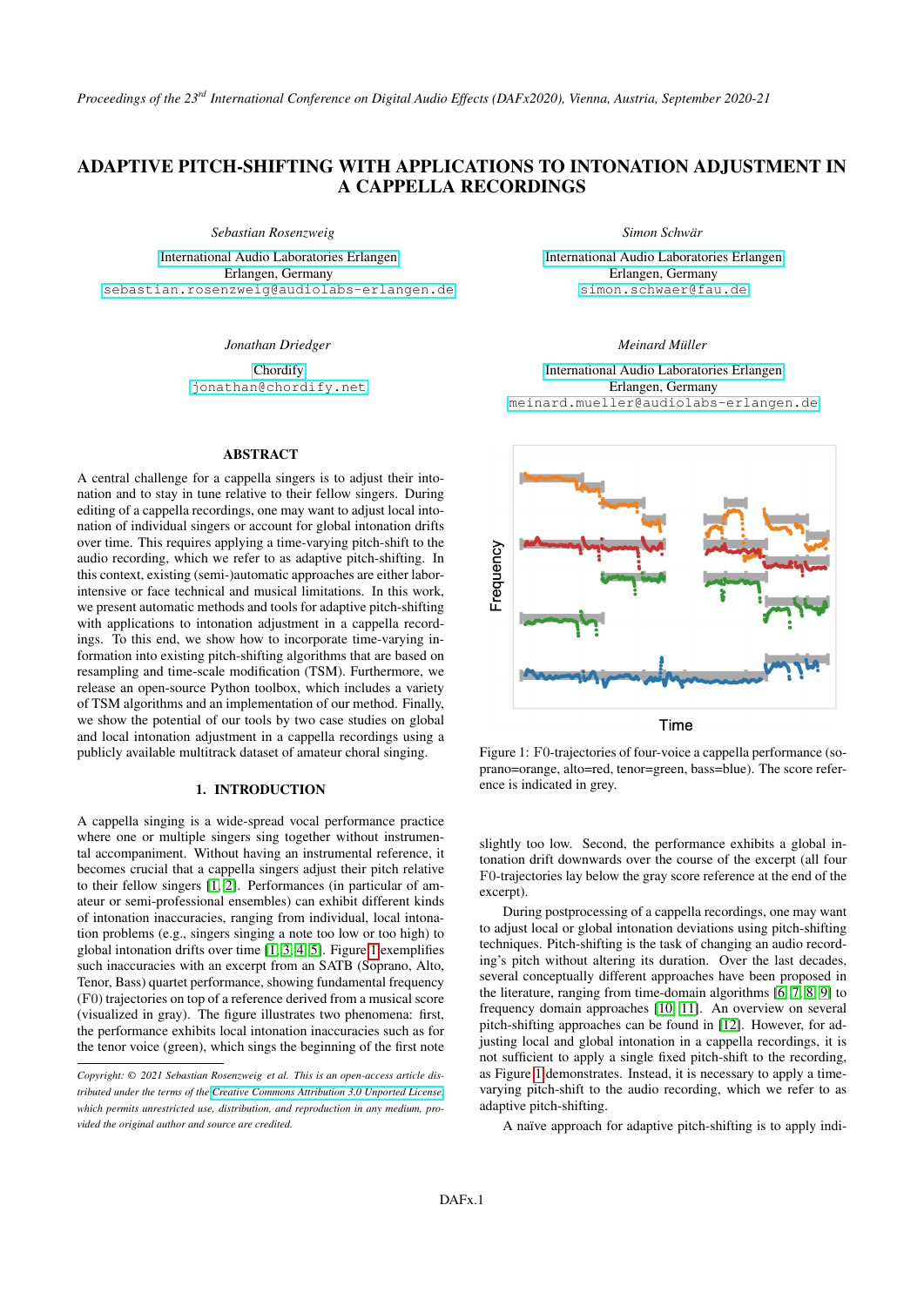# ADAPTIVE PITCH-SHIFTING WITH APPLICATIONS TO INTONATION ADJUSTMENT IN A CAPPELLA RECORDINGS

*Sebastian Rosenzweig*

International Audio Laboratories Erlangen
Erlangen, Germany
sebastian.rosenzweig@audiolabs-erlangen.de

*Simon Schwär*

International Audio Laboratories Erlangen
Erlangen, Germany
simon.schwaer@fau.de

*Jonathan Driedger*

Chordify
jonathan@chordify.net

*Meinard Müller*

International Audio Laboratories Erlangen
Erlangen, Germany
meinard.mueller@audiolabs-erlangen.de

## ABSTRACT

A central challenge for a cappella singers is to adjust their intonation and to stay in tune relative to their fellow singers. During editing of a cappella recordings, one may want to adjust local intonation of individual singers or account for global intonation drifts over time. This requires applying a time-varying pitch-shift to the audio recording, which we refer to as adaptive pitch-shifting. In this context, existing (semi-)automatic approaches are either labor-intensive or face technical and musical limitations. In this work, we present automatic methods and tools for adaptive pitch-shifting with applications to intonation adjustment in a cappella recordings. To this end, we show how to incorporate time-varying information into existing pitch-shifting algorithms that are based on resampling and time-scale modification (TSM). Furthermore, we release an open-source Python toolbox, which includes a variety of TSM algorithms and an implementation of our method. Finally, we show the potential of our tools by two case studies on global and local intonation adjustment in a cappella recordings using a publicly available multitrack dataset of amateur choral singing.

## 1. INTRODUCTION

A cappella singing is a wide-spread vocal performance practice where one or multiple singers sing together without instrumental accompaniment. Without having an instrumental reference, it becomes crucial that a cappella singers adjust their pitch relative to their fellow singers [1, 2]. Performances (in particular of amateur or semi-professional ensembles) can exhibit different kinds of intonation inaccuracies, ranging from individual, local intonation problems (e.g., singers singing a note too low or too high) to global intonation drifts over time [1, 3, 4, 5]. Figure 1 exemplifies such inaccuracies with an excerpt from an SATB (Soprano, Alto, Tenor, Bass) quartet performance, showing fundamental frequency (F0) trajectories on top of a reference derived from a musical score (visualized in gray). The figure illustrates two phenomena: first, the performance exhibits local intonation inaccuracies such as for the tenor voice (green), which sings the beginning of the first note slightly too low. Second, the performance exhibits a global intonation drift downwards over the course of the excerpt (all four F0-trajectories lay below the gray score reference at the end of the excerpt).

Figure 1: F0-trajectories of four-voice a cappella performance (soprano=orange, alto=red, tenor=green, bass=blue). The score reference is indicated in grey.

During postprocessing of a cappella recordings, one may want to adjust local or global intonation deviations using pitch-shifting techniques. Pitch-shifting is the task of changing an audio recording's pitch without altering its duration. Over the last decades, several conceptually different approaches have been proposed in the literature, ranging from time-domain algorithms [6, 7, 8, 9] to frequency domain approaches [10, 11]. An overview on several pitch-shifting approaches can be found in [12]. However, for adjusting local and global intonation in a cappella recordings, it is not sufficient to apply a single fixed pitch-shift to the recording, as Figure 1 demonstrates. Instead, it is necessary to apply a time-varying pitch-shift to the audio recording, which we refer to as adaptive pitch-shifting.

A naïve approach for adaptive pitch-shifting is to apply indi-

*Copyright: © 2021 Sebastian Rosenzweig et al. This is an open-access article distributed under the terms of the Creative Commons Attribution 3.0 Unported License, which permits unrestricted use, distribution, and reproduction in any medium, provided the original author and source are credited.*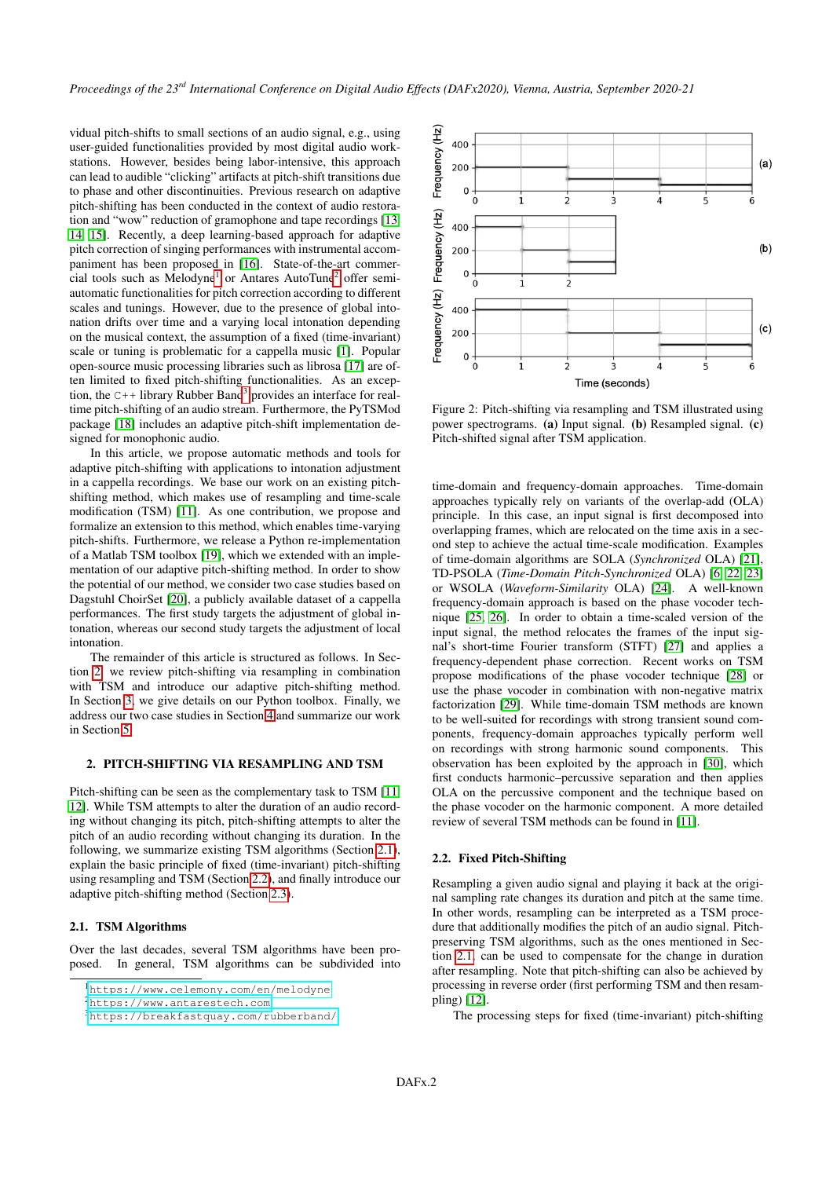vidual pitch-shifts to small sections of an audio signal, e.g., using user-guided functionalities provided by most digital audio workstations. However, besides being labor-intensive, this approach can lead to audible "clicking" artifacts at pitch-shift transitions due to phase and other discontinuities. Previous research on adaptive pitch-shifting has been conducted in the context of audio restoration and "wow" reduction of gramophone and tape recordings [13, 14, 15]. Recently, a deep learning-based approach for adaptive pitch correction of singing performances with instrumental accompaniment has been proposed in [16]. State-of-the-art commercial tools such as Melodyne[1] or Antares AutoTune[2] offer semi-automatic functionalities for pitch correction according to different scales and tunings. However, due to the presence of global intonation drifts over time and a varying local intonation depending on the musical context, the assumption of a fixed (time-invariant) scale or tuning is problematic for a cappella music [1]. Popular open-source music processing libraries such as librosa [17] are often limited to fixed pitch-shifting functionalities. As an exception, the C++ library Rubber Band[3] provides an interface for real-time pitch-shifting of an audio stream. Furthermore, the PyTSMod package [18] includes an adaptive pitch-shift implementation designed for monophonic audio.

In this article, we propose automatic methods and tools for adaptive pitch-shifting with applications to intonation adjustment in a cappella recordings. We base our work on an existing pitch-shifting method, which makes use of resampling and time-scale modification (TSM) [11]. As one contribution, we propose and formalize an extension to this method, which enables time-varying pitch-shifts. Furthermore, we release a Python re-implementation of a Matlab TSM toolbox [19], which we extended with an implementation of our adaptive pitch-shifting method. In order to show the potential of our method, we consider two case studies based on Dagstuhl ChoirSet [20], a publicly available dataset of a cappella performances. The first study targets the adjustment of global intonation, whereas our second study targets the adjustment of local intonation.

The remainder of this article is structured as follows. In Section 2, we review pitch-shifting via resampling in combination with TSM and introduce our adaptive pitch-shifting method. In Section 3, we give details on our Python toolbox. Finally, we address our two case studies in Section 4 and summarize our work in Section 5.

## 2. PITCH-SHIFTING VIA RESAMPLING AND TSM

Pitch-shifting can be seen as the complementary task to TSM [11, 12]. While TSM attempts to alter the duration of an audio recording without changing its pitch, pitch-shifting attempts to alter the pitch of an audio recording without changing its duration. In the following, we summarize existing TSM algorithms (Section 2.1), explain the basic principle of fixed (time-invariant) pitch-shifting using resampling and TSM (Section 2.2), and finally introduce our adaptive pitch-shifting method (Section 2.3).

### 2.1. TSM Algorithms

Over the last decades, several TSM algorithms have been proposed. In general, TSM algorithms can be subdivided into time-domain and frequency-domain approaches. Time-domain approaches typically rely on variants of the overlap-add (OLA) principle. In this case, an input signal is first decomposed into overlapping frames, which are relocated on the time axis in a second step to achieve the actual time-scale modification. Examples of time-domain algorithms are SOLA (*Synchronized* OLA) [21], TD-PSOLA (*Time-Domain Pitch-Synchronized* OLA) [6, 22, 23] or WSOLA (*Waveform-Similarity* OLA) [24]. A well-known frequency-domain approach is based on the phase vocoder technique [25, 26]. In order to obtain a time-scaled version of the input signal, the method relocates the frames of the input signal's short-time Fourier transform (STFT) [27] and applies a frequency-dependent phase correction. Recent works on TSM propose modifications of the phase vocoder technique [28] or use the phase vocoder in combination with non-negative matrix factorization [29]. While time-domain TSM methods are known to be well-suited for recordings with strong transient sound components, frequency-domain approaches typically perform well on recordings with strong harmonic sound components. This observation has been exploited by the approach in [30], which first conducts harmonic–percussive separation and then applies OLA on the percussive component and the technique based on the phase vocoder on the harmonic component. A more detailed review of several TSM methods can be found in [11].

[1] https://www.celemony.com/en/melodyne
[2] https://www.antarestech.com
[3] https://breakfastquay.com/rubberband/

Figure 2: Pitch-shifting via resampling and TSM illustrated using power spectrograms. **(a)** Input signal. **(b)** Resampled signal. **(c)** Pitch-shifted signal after TSM application.

### 2.2. Fixed Pitch-Shifting

Resampling a given audio signal and playing it back at the original sampling rate changes its duration and pitch at the same time. In other words, resampling can be interpreted as a TSM procedure that additionally modifies the pitch of an audio signal. Pitch-preserving TSM algorithms, such as the ones mentioned in Section 2.1, can be used to compensate for the change in duration after resampling. Note that pitch-shifting can also be achieved by processing in reverse order (first performing TSM and then resampling) [12].

The processing steps for fixed (time-invariant) pitch-shifting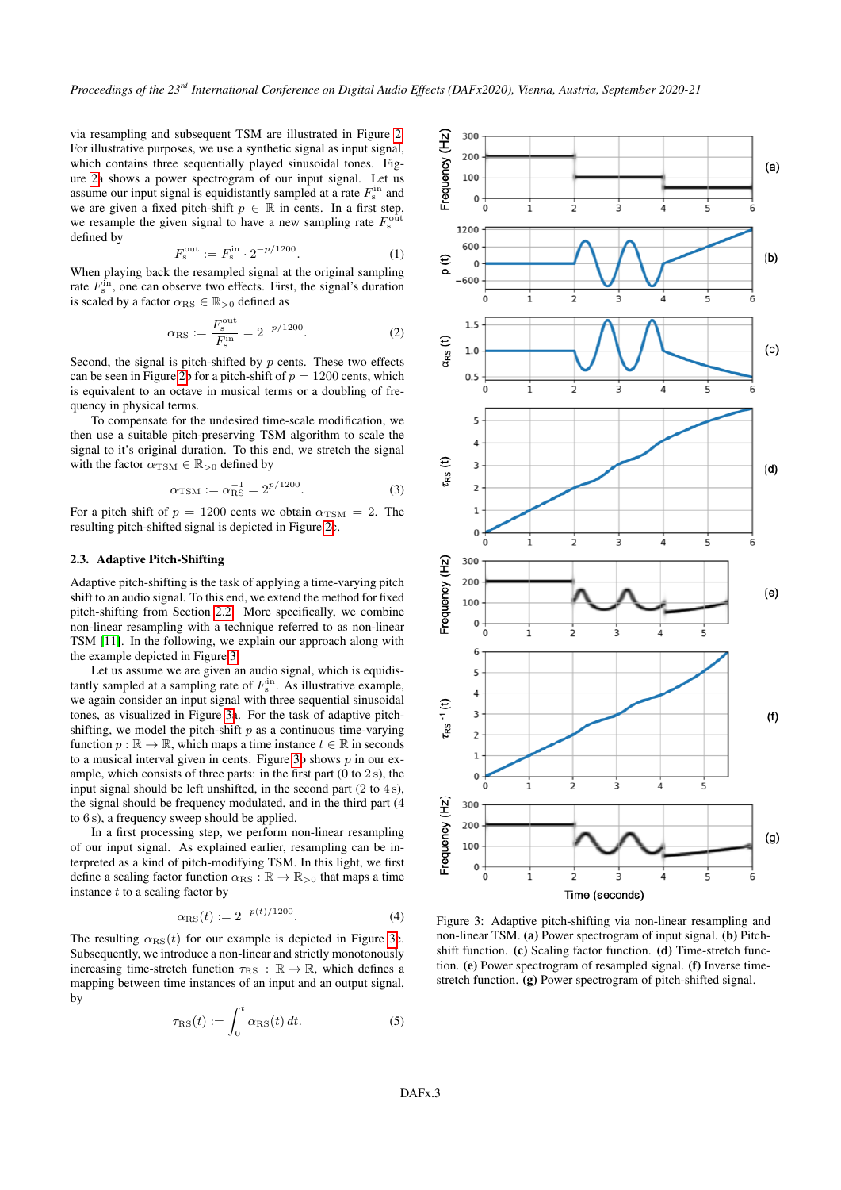via resampling and subsequent TSM are illustrated in Figure 2. For illustrative purposes, we use a synthetic signal as input signal, which contains three sequentially played sinusoidal tones. Figure 2a shows a power spectrogram of our input signal. Let us assume our input signal is equidistantly sampled at a rate $F_s^{\text{in}}$ and we are given a fixed pitch-shift $p \in \mathbb{R}$ in cents. In a first step, we resample the given signal to have a new sampling rate $F_s^{\text{out}}$ defined by

$$F_s^{\text{out}} := F_s^{\text{in}} \cdot 2^{-p/1200}. \tag{1}$$

When playing back the resampled signal at the original sampling rate $F_s^{\text{in}}$, one can observe two effects. First, the signal's duration is scaled by a factor $\alpha_{\text{RS}} \in \mathbb{R}_{>0}$ defined as

$$\alpha_{\text{RS}} := \frac{F_s^{\text{out}}}{F_s^{\text{in}}} = 2^{-p/1200}. \tag{2}$$

Second, the signal is pitch-shifted by $p$ cents. These two effects can be seen in Figure 2b for a pitch-shift of $p = 1200$ cents, which is equivalent to an octave in musical terms or a doubling of frequency in physical terms.

To compensate for the undesired time-scale modification, we then use a suitable pitch-preserving TSM algorithm to scale the signal to it's original duration. To this end, we stretch the signal with the factor $\alpha_{\text{TSM}} \in \mathbb{R}_{>0}$ defined by

$$\alpha_{\text{TSM}} := \alpha_{\text{RS}}^{-1} = 2^{p/1200}. \tag{3}$$

For a pitch shift of $p = 1200$ cents we obtain $\alpha_{\text{TSM}} = 2$. The resulting pitch-shifted signal is depicted in Figure 2c.

### 2.3. Adaptive Pitch-Shifting

Adaptive pitch-shifting is the task of applying a time-varying pitch shift to an audio signal. To this end, we extend the method for fixed pitch-shifting from Section 2.2. More specifically, we combine non-linear resampling with a technique referred to as non-linear TSM [11]. In the following, we explain our approach along with the example depicted in Figure 3.

Let us assume we are given an audio signal, which is equidistantly sampled at a sampling rate of $F_s^{\text{in}}$. As illustrative example, we again consider an input signal with three sequential sinusoidal tones, as visualized in Figure 3a. For the task of adaptive pitch-shifting, we model the pitch-shift $p$ as a continuous time-varying function $p : \mathbb{R} \to \mathbb{R}$, which maps a time instance $t \in \mathbb{R}$ in seconds to a musical interval given in cents. Figure 3b shows $p$ in our example, which consists of three parts: in the first part (0 to 2 s), the input signal should be left unshifted, in the second part (2 to 4 s), the signal should be frequency modulated, and in the third part (4 to 6 s), a frequency sweep should be applied.

In a first processing step, we perform non-linear resampling of our input signal. As explained earlier, resampling can be interpreted as a kind of pitch-modifying TSM. In this light, we first define a scaling factor function $\alpha_{\text{RS}} : \mathbb{R} \to \mathbb{R}_{>0}$ that maps a time instance $t$ to a scaling factor by

$$\alpha_{\text{RS}}(t) := 2^{-p(t)/1200}. \tag{4}$$

The resulting $\alpha_{\text{RS}}(t)$ for our example is depicted in Figure 3c. Subsequently, we introduce a non-linear and strictly monotonously increasing time-stretch function $\tau_{\text{RS}} : \mathbb{R} \to \mathbb{R}$, which defines a mapping between time instances of an input and an output signal, by

$$\tau_{\text{RS}}(t) := \int_0^t \alpha_{\text{RS}}(t)\, dt. \tag{5}$$

Figure 3: Adaptive pitch-shifting via non-linear resampling and non-linear TSM. **(a)** Power spectrogram of input signal. **(b)** Pitch-shift function. **(c)** Scaling factor function. **(d)** Time-stretch function. **(e)** Power spectrogram of resampled signal. **(f)** Inverse time-stretch function. **(g)** Power spectrogram of pitch-shifted signal.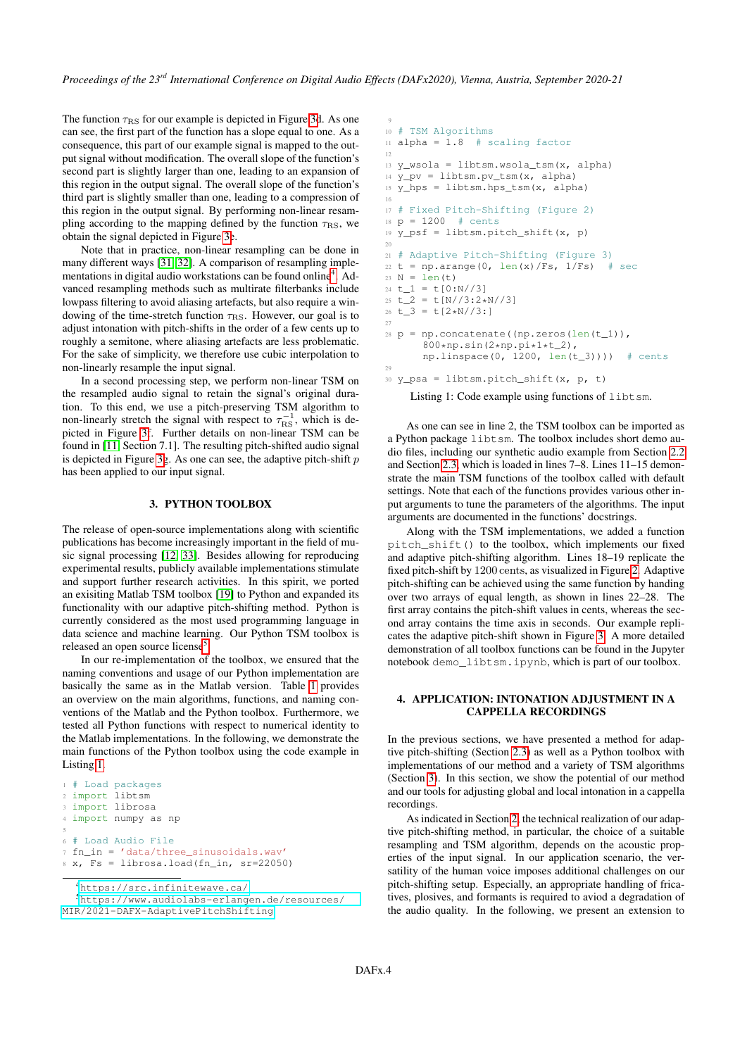The function $\tau_{\text{RS}}$ for our example is depicted in Figure 3d. As one can see, the first part of the function has a slope equal to one. As a consequence, this part of our example signal is mapped to the output signal without modification. The overall slope of the function's second part is slightly larger than one, leading to an expansion of this region in the output signal. The overall slope of the function's third part is slightly smaller than one, leading to a compression of this region in the output signal. By performing non-linear resampling according to the mapping defined by the function $\tau_{\text{RS}}$, we obtain the signal depicted in Figure 3e.

Note that in practice, non-linear resampling can be done in many different ways [31, 32]. A comparison of resampling implementations in digital audio workstations can be found online[4]. Advanced resampling methods such as multirate filterbanks include lowpass filtering to avoid aliasing artefacts, but also require a windowing of the time-stretch function $\tau_{\text{RS}}$. However, our goal is to adjust intonation with pitch-shifts in the order of a few cents up to roughly a semitone, where aliasing artefacts are less problematic. For the sake of simplicity, we therefore use cubic interpolation to non-linearly resample the input signal.

In a second processing step, we perform non-linear TSM on the resampled audio signal to retain the signal's original duration. To this end, we use a pitch-preserving TSM algorithm to non-linearly stretch the signal with respect to $\tau_{\text{RS}}^{-1}$, which is depicted in Figure 3f. Further details on non-linear TSM can be found in [11, Section 7.1]. The resulting pitch-shifted audio signal is depicted in Figure 3g. As one can see, the adaptive pitch-shift $p$ has been applied to our input signal.

## 3. PYTHON TOOLBOX

The release of open-source implementations along with scientific publications has become increasingly important in the field of music signal processing [12, 33]. Besides allowing for reproducing experimental results, publicly available implementations stimulate and support further research activities. In this spirit, we ported an exisiting Matlab TSM toolbox [19] to Python and expanded its functionality with our adaptive pitch-shifting method. Python is currently considered as the most used programming language in data science and machine learning. Our Python TSM toolbox is released an open source license[5].

In our re-implementation of the toolbox, we ensured that the naming conventions and usage of our Python implementation are basically the same as in the Matlab version. Table 1 provides an overview on the main algorithms, functions, and naming conventions of the Matlab and the Python toolbox. Furthermore, we tested all Python functions with respect to numerical identity to the Matlab implementations. In the following, we demonstrate the main functions of the Python toolbox using the code example in Listing 1.

```
1  # Load packages
2  import libtsm
3  import librosa
4  import numpy as np
5
6  # Load Audio File
7  fn_in = 'data/three_sinusoidals.wav'
8  x, Fs = librosa.load(fn_in, sr=22050)
9
10 # TSM Algorithms
11 alpha = 1.8  # scaling factor
12
13 y_wsola = libtsm.wsola_tsm(x, alpha)
14 y_pv = libtsm.pv_tsm(x, alpha)
15 y_hps = libtsm.hps_tsm(x, alpha)
16
17 # Fixed Pitch-Shifting (Figure 2)
18 p = 1200  # cents
19 y_psf = libtsm.pitch_shift(x, p)
20
21 # Adaptive Pitch-Shifting (Figure 3)
22 t = np.arange(0, len(x)/Fs, 1/Fs)  # sec
23 N = len(t)
24 t_1 = t[0:N//3]
25 t_2 = t[N//3:2*N//3]
26 t_3 = t[2*N//3:]
27
28 p = np.concatenate((np.zeros(len(t_1)),
       800*np.sin(2*np.pi*1*t_2),
       np.linspace(0, 1200, len(t_3))))  # cents
29
30 y_psa = libtsm.pitch_shift(x, p, t)
```

Listing 1: Code example using functions of `libtsm`.

As one can see in line 2, the TSM toolbox can be imported as a Python package `libtsm`. The toolbox includes short demo audio files, including our synthetic audio example from Section 2.2 and Section 2.3, which is loaded in lines 7–8. Lines 11–15 demonstrate the main TSM functions of the toolbox called with default settings. Note that each of the functions provides various other input arguments to tune the parameters of the algorithms. The input arguments are documented in the functions' docstrings.

Along with the TSM implementations, we added a function `pitch_shift()` to the toolbox, which implements our fixed and adaptive pitch-shifting algorithm. Lines 18–19 replicate the fixed pitch-shift by 1200 cents, as visualized in Figure 2. Adaptive pitch-shifting can be achieved using the same function by handing over two arrays of equal length, as shown in lines 22–28. The first array contains the pitch-shift values in cents, whereas the second array contains the time axis in seconds. Our example replicates the adaptive pitch-shift shown in Figure 3. A more detailed demonstration of all toolbox functions can be found in the Jupyter notebook `demo_libtsm.ipynb`, which is part of our toolbox.

## 4. APPLICATION: INTONATION ADJUSTMENT IN A CAPPELLA RECORDINGS

In the previous sections, we have presented a method for adaptive pitch-shifting (Section 2.3) as well as a Python toolbox with implementations of our method and a variety of TSM algorithms (Section 3). In this section, we show the potential of our method and our tools for adjusting global and local intonation in a cappella recordings.

As indicated in Section 2, the technical realization of our adaptive pitch-shifting method, in particular, the choice of a suitable resampling and TSM algorithm, depends on the acoustic properties of the input signal. In our application scenario, the versatility of the human voice imposes additional challenges on our pitch-shifting setup. Especially, an appropriate handling of fricatives, plosives, and formants is required to aviod a degradation of the audio quality. In the following, we present an extension to

[4] https://src.infinitewave.ca/

[5] https://www.audiolabs-erlangen.de/resources/MIR/2021-DAFX-AdaptivePitchShifting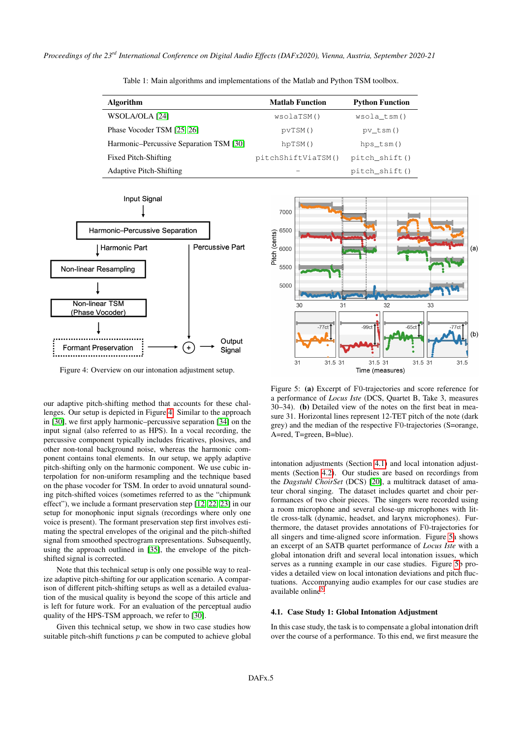Table 1: Main algorithms and implementations of the Matlab and Python TSM toolbox.

| Algorithm | Matlab Function | Python Function |
|---|---|---|
| WSOLA/OLA [24] | `wsolaTSM()` | `wsola_tsm()` |
| Phase Vocoder TSM [25] [26] | `pvTSM()` | `pv_tsm()` |
| Harmonic–Percussive Separation TSM [30] | `hpTSM()` | `hps_tsm()` |
| Fixed Pitch-Shifting | `pitchShiftViaTSM()` | `pitch_shift()` |
| Adaptive Pitch-Shifting | – | `pitch_shift()` |

Figure 4: Overview on our intonation adjustment setup.

Figure 5: **(a)** Excerpt of F0-trajectories and score reference for a performance of *Locus Iste* (DCS, Quartet B, Take 3, measures 30–34). **(b)** Detailed view of the notes on the first beat in measure 31. Horizontal lines represent 12-TET pitch of the note (dark grey) and the median of the respective F0-trajectories (S=orange, A=red, T=green, B=blue).

our adaptive pitch-shifting method that accounts for these challenges. Our setup is depicted in Figure 4. Similar to the approach in [30], we first apply harmonic–percussive separation [34] on the input signal (also referred to as HPS). In a vocal recording, the percussive component typically includes fricatives, plosives, and other non-tonal background noise, whereas the harmonic component contains tonal elements. In our setup, we apply adaptive pitch-shifting only on the harmonic component. We use cubic interpolation for non-uniform resampling and the technique based on the phase vocoder for TSM. In order to avoid unnatural sounding pitch-shifted voices (sometimes referred to as the "chipmunk effect"), we include a formant preservation step [12, 22, 23] in our setup for monophonic input signals (recordings where only one voice is present). The formant preservation step first involves estimating the spectral envelopes of the original and the pitch-shifted signal from smoothed spectrogram representations. Subsequently, using the approach outlined in [35], the envelope of the pitch-shifted signal is corrected.

Note that this technical setup is only one possible way to realize adaptive pitch-shifting for our application scenario. A comparison of different pitch-shifting setups as well as a detailed evaluation of the musical quality is beyond the scope of this article and is left for future work. For an evaluation of the perceptual audio quality of the HPS-TSM approach, we refer to [30].

Given this technical setup, we show in two case studies how suitable pitch-shift functions $p$ can be computed to achieve global intonation adjustments (Section 4.1) and local intonation adjustments (Section 4.2). Our studies are based on recordings from the *Dagstuhl ChoirSet* (DCS) [20], a multitrack dataset of amateur choral singing. The dataset includes quartet and choir performances of two choir pieces. The singers were recorded using a room microphone and several close-up microphones with little cross-talk (dynamic, headset, and larynx microphones). Furthermore, the dataset provides annotations of F0-trajectories for all singers and time-aligned score information. Figure 5a shows an excerpt of an SATB quartet performance of *Locus Iste* with a global intonation drift and several local intonation issues, which serves as a running example in our case studies. Figure 5b provides a detailed view on local intonation deviations and pitch fluctuations. Accompanying audio examples for our case studies are available online[5].

### 4.1. Case Study 1: Global Intonation Adjustment

In this case study, the task is to compensate a global intonation drift over the course of a performance. To this end, we first measure the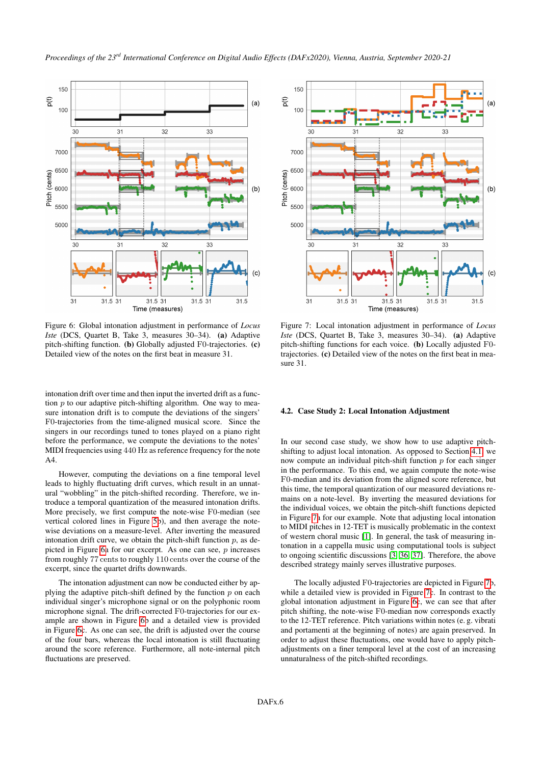Figure 6: Global intonation adjustment in performance of *Locus Iste* (DCS, Quartet B, Take 3, measures 30–34). **(a)** Adaptive pitch-shifting function. **(b)** Globally adjusted F0-trajectories. **(c)** Detailed view of the notes on the first beat in measure 31.

Figure 7: Local intonation adjustment in performance of *Locus Iste* (DCS, Quartet B, Take 3, measures 30–34). **(a)** Adaptive pitch-shifting functions for each voice. **(b)** Locally adjusted F0-trajectories. **(c)** Detailed view of the notes on the first beat in measure 31.

intonation drift over time and then input the inverted drift as a function $p$ to our adaptive pitch-shifting algorithm. One way to measure intonation drift is to compute the deviations of the singers' F0-trajectories from the time-aligned musical score. Since the singers in our recordings tuned to tones played on a piano right before the performance, we compute the deviations to the notes' MIDI frequencies using 440 Hz as reference frequency for the note A4.

However, computing the deviations on a fine temporal level leads to highly fluctuating drift curves, which result in an unnatural "wobbling" in the pitch-shifted recording. Therefore, we introduce a temporal quantization of the measured intonation drifts. More precisely, we first compute the note-wise F0-median (see vertical colored lines in Figure 5b), and then average the note-wise deviations on a measure-level. After inverting the measured intonation drift curve, we obtain the pitch-shift function $p$, as depicted in Figure 6a for our excerpt. As one can see, $p$ increases from roughly 77 cents to roughly 110 cents over the course of the excerpt, since the quartet drifts downwards.

The intonation adjustment can now be conducted either by applying the adaptive pitch-shift defined by the function $p$ on each individual singer's microphone signal or on the polyphonic room microphone signal. The drift-corrected F0-trajectories for our example are shown in Figure 6b and a detailed view is provided in Figure 6c. As one can see, the drift is adjusted over the course of the four bars, whereas the local intonation is still fluctuating around the score reference. Furthermore, all note-internal pitch fluctuations are preserved.

### 4.2. Case Study 2: Local Intonation Adjustment

In our second case study, we show how to use adaptive pitch-shifting to adjust local intonation. As opposed to Section 4.1, we now compute an individual pitch-shift function $p$ for each singer in the performance. To this end, we again compute the note-wise F0-median and its deviation from the aligned score reference, but this time, the temporal quantization of our measured deviations remains on a note-level. By inverting the measured deviations for the individual voices, we obtain the pitch-shift functions depicted in Figure 7a for our example. Note that adjusting local intonation to MIDI pitches in 12-TET is musically problematic in the context of western choral music [1]. In general, the task of measuring intonation in a cappella music using computational tools is subject to ongoing scientific discussions [3, 36, 37]. Therefore, the above described strategy mainly serves illustrative purposes.

The locally adjusted F0-trajectories are depicted in Figure 7b, while a detailed view is provided in Figure 7c. In contrast to the global intonation adjustment in Figure 6c, we can see that after pitch shifting, the note-wise F0-median now corresponds exactly to the 12-TET reference. Pitch variations within notes (e. g. vibrati and portamenti at the beginning of notes) are again preserved. In order to adjust these fluctuations, one would have to apply pitch-adjustments on a finer temporal level at the cost of an increasing unnaturalness of the pitch-shifted recordings.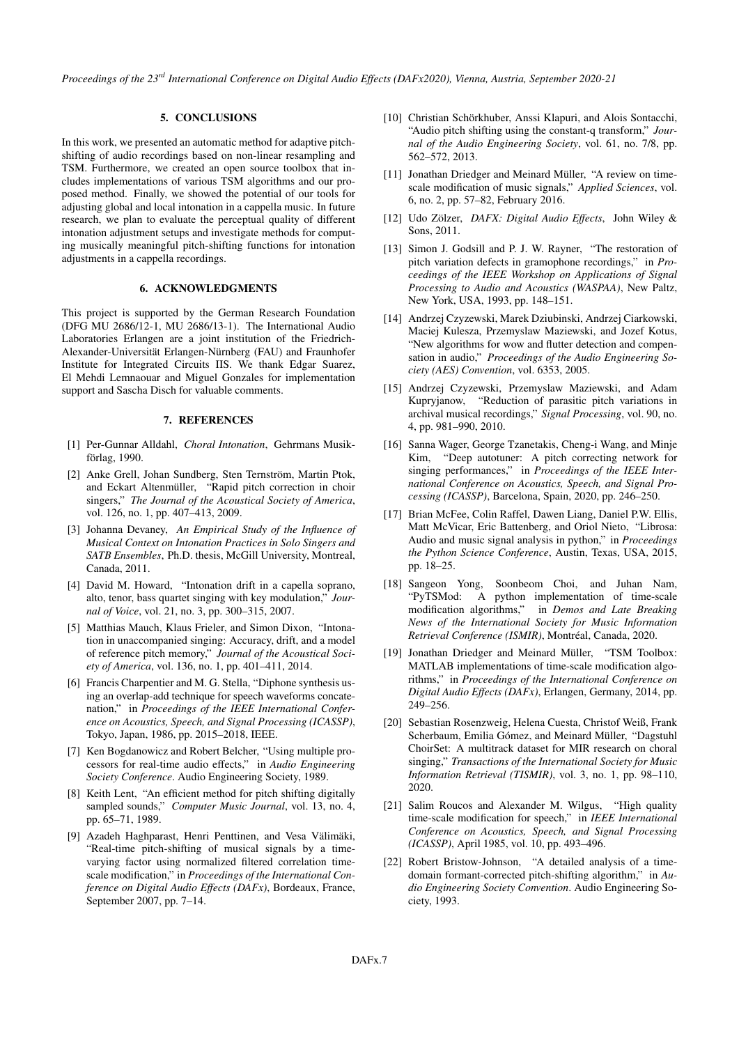## 5. CONCLUSIONS

In this work, we presented an automatic method for adaptive pitch-shifting of audio recordings based on non-linear resampling and TSM. Furthermore, we created an open source toolbox that includes implementations of various TSM algorithms and our proposed method. Finally, we showed the potential of our tools for adjusting global and local intonation in a cappella music. In future research, we plan to evaluate the perceptual quality of different intonation adjustment setups and investigate methods for computing musically meaningful pitch-shifting functions for intonation adjustments in a cappella recordings.

## 6. ACKNOWLEDGMENTS

This project is supported by the German Research Foundation (DFG MU 2686/12-1, MU 2686/13-1). The International Audio Laboratories Erlangen are a joint institution of the Friedrich-Alexander-Universität Erlangen-Nürnberg (FAU) and Fraunhofer Institute for Integrated Circuits IIS. We thank Edgar Suarez, El Mehdi Lemnaouar and Miguel Gonzales for implementation support and Sascha Disch for valuable comments.

## 7. REFERENCES

[1] Per-Gunnar Alldahl, *Choral Intonation*, Gehrmans Musikförlag, 1990.

[2] Anke Grell, Johan Sundberg, Sten Ternström, Martin Ptok, and Eckart Altenmüller, "Rapid pitch correction in choir singers," *The Journal of the Acoustical Society of America*, vol. 126, no. 1, pp. 407–413, 2009.

[3] Johanna Devaney, *An Empirical Study of the Influence of Musical Context on Intonation Practices in Solo Singers and SATB Ensembles*, Ph.D. thesis, McGill University, Montreal, Canada, 2011.

[4] David M. Howard, "Intonation drift in a capella soprano, alto, tenor, bass quartet singing with key modulation," *Journal of Voice*, vol. 21, no. 3, pp. 300–315, 2007.

[5] Matthias Mauch, Klaus Frieler, and Simon Dixon, "Intonation in unaccompanied singing: Accuracy, drift, and a model of reference pitch memory," *Journal of the Acoustical Society of America*, vol. 136, no. 1, pp. 401–411, 2014.

[6] Francis Charpentier and M. G. Stella, "Diphone synthesis using an overlap-add technique for speech waveforms concatenation," in *Proceedings of the IEEE International Conference on Acoustics, Speech, and Signal Processing (ICASSP)*, Tokyo, Japan, 1986, pp. 2015–2018, IEEE.

[7] Ken Bogdanowicz and Robert Belcher, "Using multiple processors for real-time audio effects," in *Audio Engineering Society Conference*. Audio Engineering Society, 1989.

[8] Keith Lent, "An efficient method for pitch shifting digitally sampled sounds," *Computer Music Journal*, vol. 13, no. 4, pp. 65–71, 1989.

[9] Azadeh Haghparast, Henri Penttinen, and Vesa Välimäki, "Real-time pitch-shifting of musical signals by a time-varying factor using normalized filtered correlation time-scale modification," in *Proceedings of the International Conference on Digital Audio Effects (DAFx)*, Bordeaux, France, September 2007, pp. 7–14.

[10] Christian Schörkhuber, Anssi Klapuri, and Alois Sontacchi, "Audio pitch shifting using the constant-q transform," *Journal of the Audio Engineering Society*, vol. 61, no. 7/8, pp. 562–572, 2013.

[11] Jonathan Driedger and Meinard Müller, "A review on time-scale modification of music signals," *Applied Sciences*, vol. 6, no. 2, pp. 57–82, February 2016.

[12] Udo Zölzer, *DAFX: Digital Audio Effects*, John Wiley & Sons, 2011.

[13] Simon J. Godsill and P. J. W. Rayner, "The restoration of pitch variation defects in gramophone recordings," in *Proceedings of the IEEE Workshop on Applications of Signal Processing to Audio and Acoustics (WASPAA)*, New Paltz, New York, USA, 1993, pp. 148–151.

[14] Andrzej Czyzewski, Marek Dziubinski, Andrzej Ciarkowski, Maciej Kulesza, Przemyslaw Maziewski, and Jozef Kotus, "New algorithms for wow and flutter detection and compensation in audio," *Proceedings of the Audio Engineering Society (AES) Convention*, vol. 6353, 2005.

[15] Andrzej Czyzewski, Przemyslaw Maziewski, and Adam Kupryjanow, "Reduction of parasitic pitch variations in archival musical recordings," *Signal Processing*, vol. 90, no. 4, pp. 981–990, 2010.

[16] Sanna Wager, George Tzanetakis, Cheng-i Wang, and Minje Kim, "Deep autotuner: A pitch correcting network for singing performances," in *Proceedings of the IEEE International Conference on Acoustics, Speech, and Signal Processing (ICASSP)*, Barcelona, Spain, 2020, pp. 246–250.

[17] Brian McFee, Colin Raffel, Dawen Liang, Daniel P.W. Ellis, Matt McVicar, Eric Battenberg, and Oriol Nieto, "Librosa: Audio and music signal analysis in python," in *Proceedings the Python Science Conference*, Austin, Texas, USA, 2015, pp. 18–25.

[18] Sangeon Yong, Soonbeom Choi, and Juhan Nam, "PyTSMod: A python implementation of time-scale modification algorithms," in *Demos and Late Breaking News of the International Society for Music Information Retrieval Conference (ISMIR)*, Montréal, Canada, 2020.

[19] Jonathan Driedger and Meinard Müller, "TSM Toolbox: MATLAB implementations of time-scale modification algorithms," in *Proceedings of the International Conference on Digital Audio Effects (DAFx)*, Erlangen, Germany, 2014, pp. 249–256.

[20] Sebastian Rosenzweig, Helena Cuesta, Christof Weiß, Frank Scherbaum, Emilia Gómez, and Meinard Müller, "Dagstuhl ChoirSet: A multitrack dataset for MIR research on choral singing," *Transactions of the International Society for Music Information Retrieval (TISMIR)*, vol. 3, no. 1, pp. 98–110, 2020.

[21] Salim Roucos and Alexander M. Wilgus, "High quality time-scale modification for speech," in *IEEE International Conference on Acoustics, Speech, and Signal Processing (ICASSP)*, April 1985, vol. 10, pp. 493–496.

[22] Robert Bristow-Johnson, "A detailed analysis of a time-domain formant-corrected pitch-shifting algorithm," in *Audio Engineering Society Convention*. Audio Engineering Society, 1993.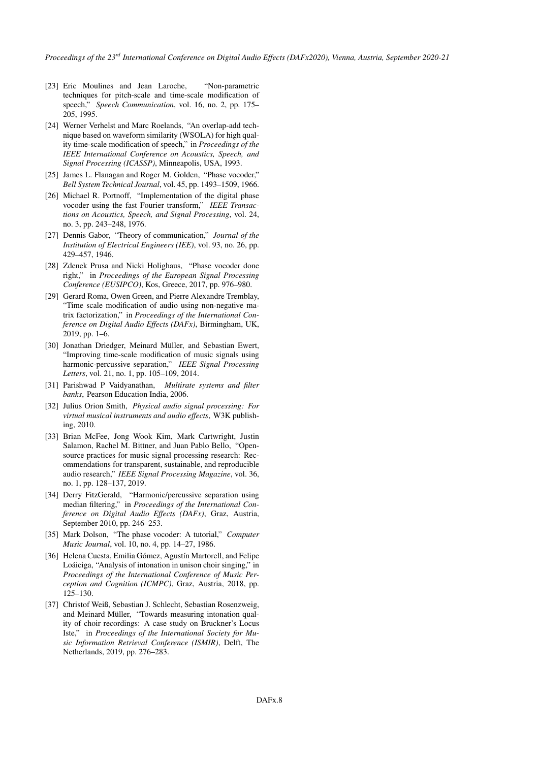[23] Eric Moulines and Jean Laroche, "Non-parametric techniques for pitch-scale and time-scale modification of speech," *Speech Communication*, vol. 16, no. 2, pp. 175–205, 1995.

[24] Werner Verhelst and Marc Roelands, "An overlap-add technique based on waveform similarity (WSOLA) for high quality time-scale modification of speech," in *Proceedings of the IEEE International Conference on Acoustics, Speech, and Signal Processing (ICASSP)*, Minneapolis, USA, 1993.

[25] James L. Flanagan and Roger M. Golden, "Phase vocoder," *Bell System Technical Journal*, vol. 45, pp. 1493–1509, 1966.

[26] Michael R. Portnoff, "Implementation of the digital phase vocoder using the fast Fourier transform," *IEEE Transactions on Acoustics, Speech, and Signal Processing*, vol. 24, no. 3, pp. 243–248, 1976.

[27] Dennis Gabor, "Theory of communication," *Journal of the Institution of Electrical Engineers (IEE)*, vol. 93, no. 26, pp. 429–457, 1946.

[28] Zdenek Prusa and Nicki Holighaus, "Phase vocoder done right," in *Proceedings of the European Signal Processing Conference (EUSIPCO)*, Kos, Greece, 2017, pp. 976–980.

[29] Gerard Roma, Owen Green, and Pierre Alexandre Tremblay, "Time scale modification of audio using non-negative matrix factorization," in *Proceedings of the International Conference on Digital Audio Effects (DAFx)*, Birmingham, UK, 2019, pp. 1–6.

[30] Jonathan Driedger, Meinard Müller, and Sebastian Ewert, "Improving time-scale modification of music signals using harmonic-percussive separation," *IEEE Signal Processing Letters*, vol. 21, no. 1, pp. 105–109, 2014.

[31] Parishwad P Vaidyanathan, *Multirate systems and filter banks*, Pearson Education India, 2006.

[32] Julius Orion Smith, *Physical audio signal processing: For virtual musical instruments and audio effects*, W3K publishing, 2010.

[33] Brian McFee, Jong Wook Kim, Mark Cartwright, Justin Salamon, Rachel M. Bittner, and Juan Pablo Bello, "Open-source practices for music signal processing research: Recommendations for transparent, sustainable, and reproducible audio research," *IEEE Signal Processing Magazine*, vol. 36, no. 1, pp. 128–137, 2019.

[34] Derry FitzGerald, "Harmonic/percussive separation using median filtering," in *Proceedings of the International Conference on Digital Audio Effects (DAFx)*, Graz, Austria, September 2010, pp. 246–253.

[35] Mark Dolson, "The phase vocoder: A tutorial," *Computer Music Journal*, vol. 10, no. 4, pp. 14–27, 1986.

[36] Helena Cuesta, Emilia Gómez, Agustín Martorell, and Felipe Loáiciga, "Analysis of intonation in unison choir singing," in *Proceedings of the International Conference of Music Perception and Cognition (ICMPC)*, Graz, Austria, 2018, pp. 125–130.

[37] Christof Weiß, Sebastian J. Schlecht, Sebastian Rosenzweig, and Meinard Müller, "Towards measuring intonation quality of choir recordings: A case study on Bruckner's Locus Iste," in *Proceedings of the International Society for Music Information Retrieval Conference (ISMIR)*, Delft, The Netherlands, 2019, pp. 276–283.